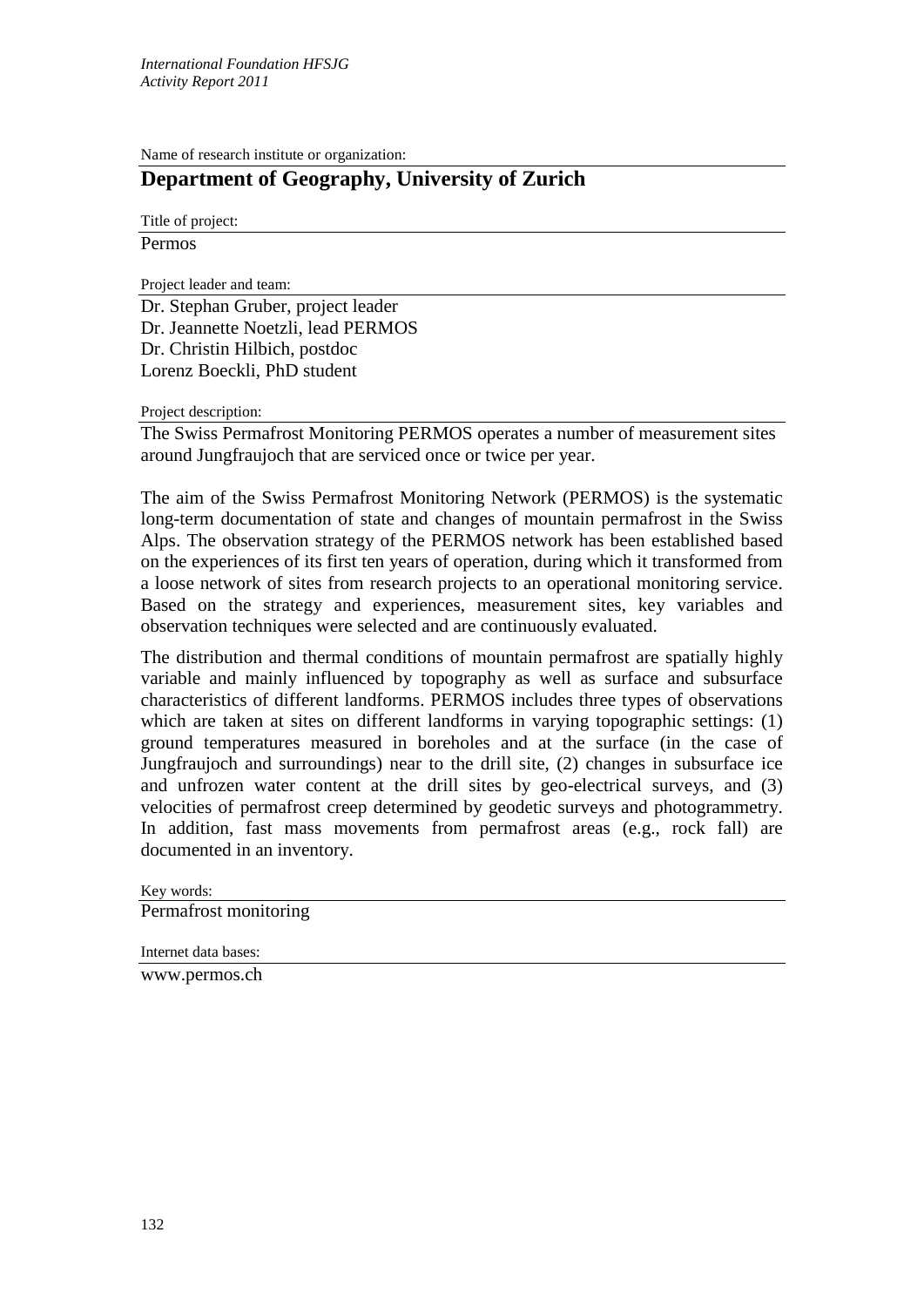Name of research institute or organization:

## Department of Geography, University of Zurich

Title of project:

Permos

Project leader and team:

Dr. Stephan Gruber, project leader
Dr. Jeannette Noetzli, lead PERMOS
Dr. Christin Hilbich, postdoc
Lorenz Boeckli, PhD student

Project description:

The Swiss Permafrost Monitoring PERMOS operates a number of measurement sites around Jungfraujoch that are serviced once or twice per year.

The aim of the Swiss Permafrost Monitoring Network (PERMOS) is the systematic long-term documentation of state and changes of mountain permafrost in the Swiss Alps. The observation strategy of the PERMOS network has been established based on the experiences of its first ten years of operation, during which it transformed from a loose network of sites from research projects to an operational monitoring service. Based on the strategy and experiences, measurement sites, key variables and observation techniques were selected and are continuously evaluated.

The distribution and thermal conditions of mountain permafrost are spatially highly variable and mainly influenced by topography as well as surface and subsurface characteristics of different landforms. PERMOS includes three types of observations which are taken at sites on different landforms in varying topographic settings: (1) ground temperatures measured in boreholes and at the surface (in the case of Jungfraujoch and surroundings) near to the drill site, (2) changes in subsurface ice and unfrozen water content at the drill sites by geo-electrical surveys, and (3) velocities of permafrost creep determined by geodetic surveys and photogrammetry. In addition, fast mass movements from permafrost areas (e.g., rock fall) are documented in an inventory.

Key words:

Permafrost monitoring

Internet data bases:

www.permos.ch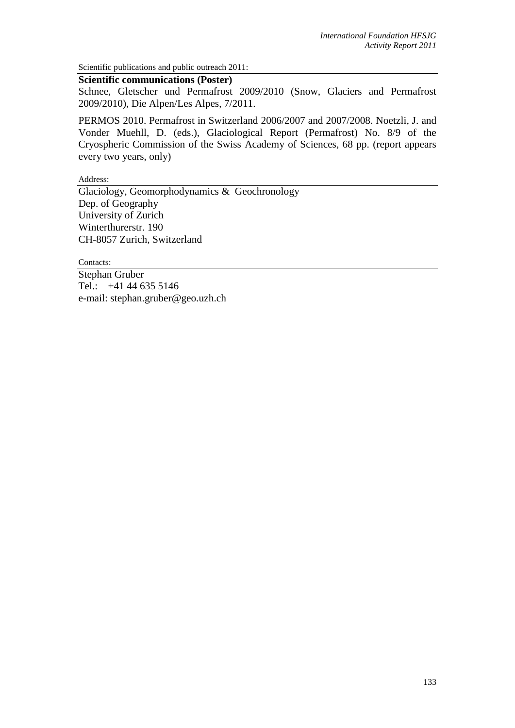Scientific publications and public outreach 2011:

**Scientific communications (Poster)**

Schnee, Gletscher und Permafrost 2009/2010 (Snow, Glaciers and Permafrost 2009/2010), Die Alpen/Les Alpes, 7/2011.

PERMOS 2010. Permafrost in Switzerland 2006/2007 and 2007/2008. Noetzli, J. and Vonder Muehll, D. (eds.), Glaciological Report (Permafrost) No. 8/9 of the Cryospheric Commission of the Swiss Academy of Sciences, 68 pp. (report appears every two years, only)

Address:

Glaciology, Geomorphodynamics & Geochronology
Dep. of Geography
University of Zurich
Winterthurerstr. 190
CH-8057 Zurich, Switzerland

Contacts:

Stephan Gruber
Tel.: +41 44 635 5146
e-mail: stephan.gruber@geo.uzh.ch